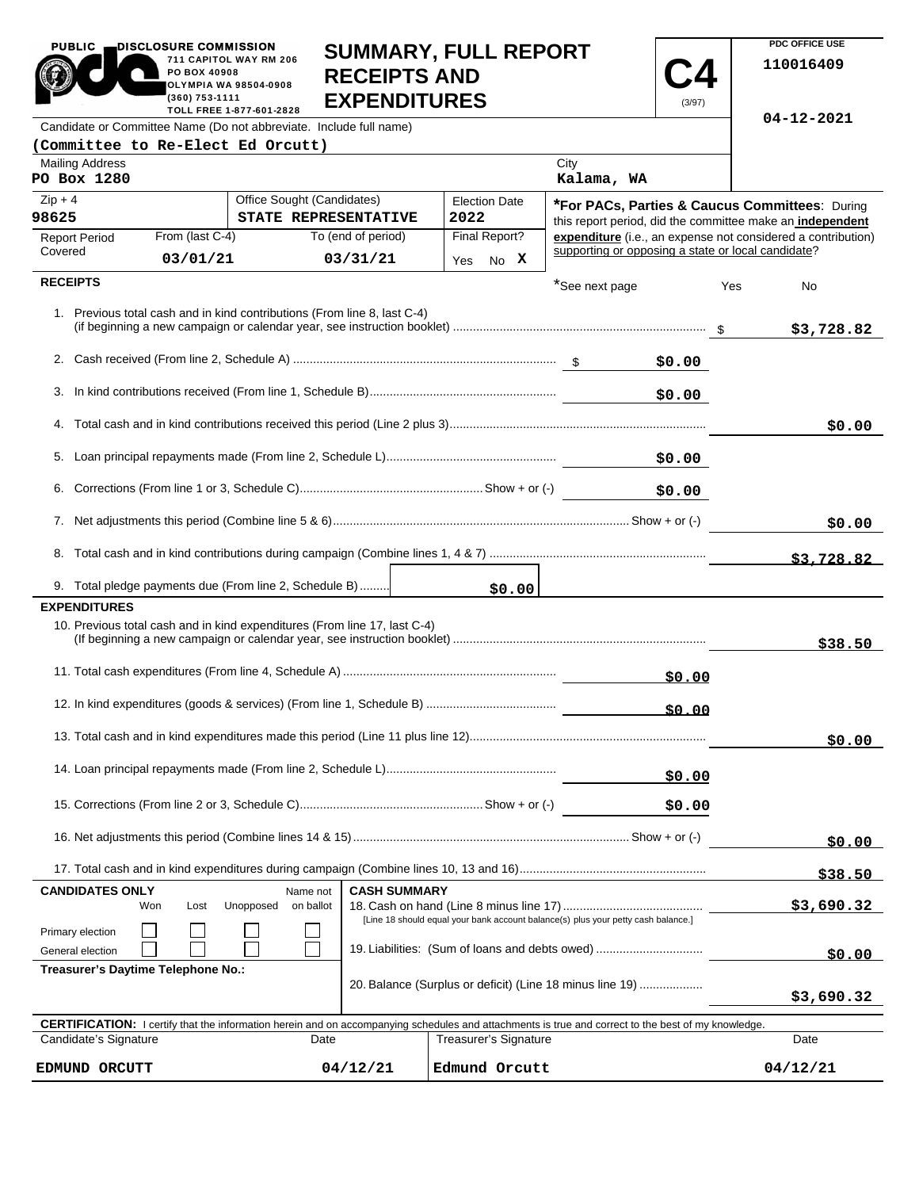PUBLIC DISCLOSURE COMMISSION
711 CAPITOL WAY RM 206
PO BOX 40908
OLYMPIA WA 98504-0908
(360) 753-1111
TOLL FREE 1-877-601-2828

# SUMMARY, FULL REPORT RECEIPTS AND EXPENDITURES

**C4** (3/97)

PDC OFFICE USE
110016409

04-12-2021

Candidate or Committee Name (Do not abbreviate. Include full name)
**(Committee to Re-Elect Ed Orcutt)**

| Mailing Address | City |
|---|---|
| PO Box 1280 | Kalama, WA |

| Zip + 4 | Office Sought (Candidates) | Election Date |
|---|---|---|
| 98625 | STATE REPRESENTATIVE | 2022 |

| Report Period Covered | From (last C-4) | To (end of period) | Final Report? |
|---|---|---|---|
| | 03/01/21 | 03/31/21 | Yes No X |

**\*For PACs, Parties & Caucus Committees**: During this report period, did the committee make an **independent expenditure** (i.e., an expense not considered a contribution) supporting or opposing a state or local candidate?

*See next page — Yes — No

## RECEIPTS

| Line | Description | Amount | Total |
|---|---|---|---|
| 1. | Previous total cash and in kind contributions (From line 8, last C-4) (if beginning a new campaign or calendar year, see instruction booklet) | | $3,728.82 |
| 2. | Cash received (From line 2, Schedule A) | $0.00 | |
| 3. | In kind contributions received (From line 1, Schedule B) | $0.00 | |
| 4. | Total cash and in kind contributions received this period (Line 2 plus 3) | | $0.00 |
| 5. | Loan principal repayments made (From line 2, Schedule L) | $0.00 | |
| 6. | Corrections (From line 1 or 3, Schedule C) Show + or (-) | $0.00 | |
| 7. | Net adjustments this period (Combine line 5 & 6) Show + or (-) | | $0.00 |
| 8. | Total cash and in kind contributions during campaign (Combine lines 1, 4 & 7) | | $3,728.82 |
| 9. | Total pledge payments due (From line 2, Schedule B) | $0.00 | |

## EXPENDITURES

| Line | Description | Amount | Total |
|---|---|---|---|
| 10. | Previous total cash and in kind expenditures (From line 17, last C-4) (If beginning a new campaign or calendar year, see instruction booklet) | | $38.50 |
| 11. | Total cash expenditures (From line 4, Schedule A) | $0.00 | |
| 12. | In kind expenditures (goods & services) (From line 1, Schedule B) | $0.00 | |
| 13. | Total cash and in kind expenditures made this period (Line 11 plus line 12) | | $0.00 |
| 14. | Loan principal repayments made (From line 2, Schedule L) | $0.00 | |
| 15. | Corrections (From line 2 or 3, Schedule C) Show + or (-) | $0.00 | |
| 16. | Net adjustments this period (Combine lines 14 & 15) Show + or (-) | | $0.00 |
| 17. | Total cash and in kind expenditures during campaign (Combine lines 10, 13 and 16) | | $38.50 |

**CANDIDATES ONLY**

| | Won | Lost | Unopposed | Name not on ballot |
|---|---|---|---|---|
| Primary election | ☐ | ☐ | ☐ | ☐ |
| General election | ☐ | ☐ | ☐ | ☐ |

**Treasurer's Daytime Telephone No.:**

**CASH SUMMARY**

| Line | Description | Amount |
|---|---|---|
| 18. | Cash on hand (Line 8 minus line 17) [Line 18 should equal your bank account balance(s) plus your petty cash balance.] | $3,690.32 |
| 19. | Liabilities: (Sum of loans and debts owed) | $0.00 |
| 20. | Balance (Surplus or deficit) (Line 18 minus line 19) | $3,690.32 |

**CERTIFICATION:** I certify that the information herein and on accompanying schedules and attachments is true and correct to the best of my knowledge.

| Candidate's Signature | Date | Treasurer's Signature | Date |
|---|---|---|---|
| EDMUND ORCUTT | 04/12/21 | Edmund Orcutt | 04/12/21 |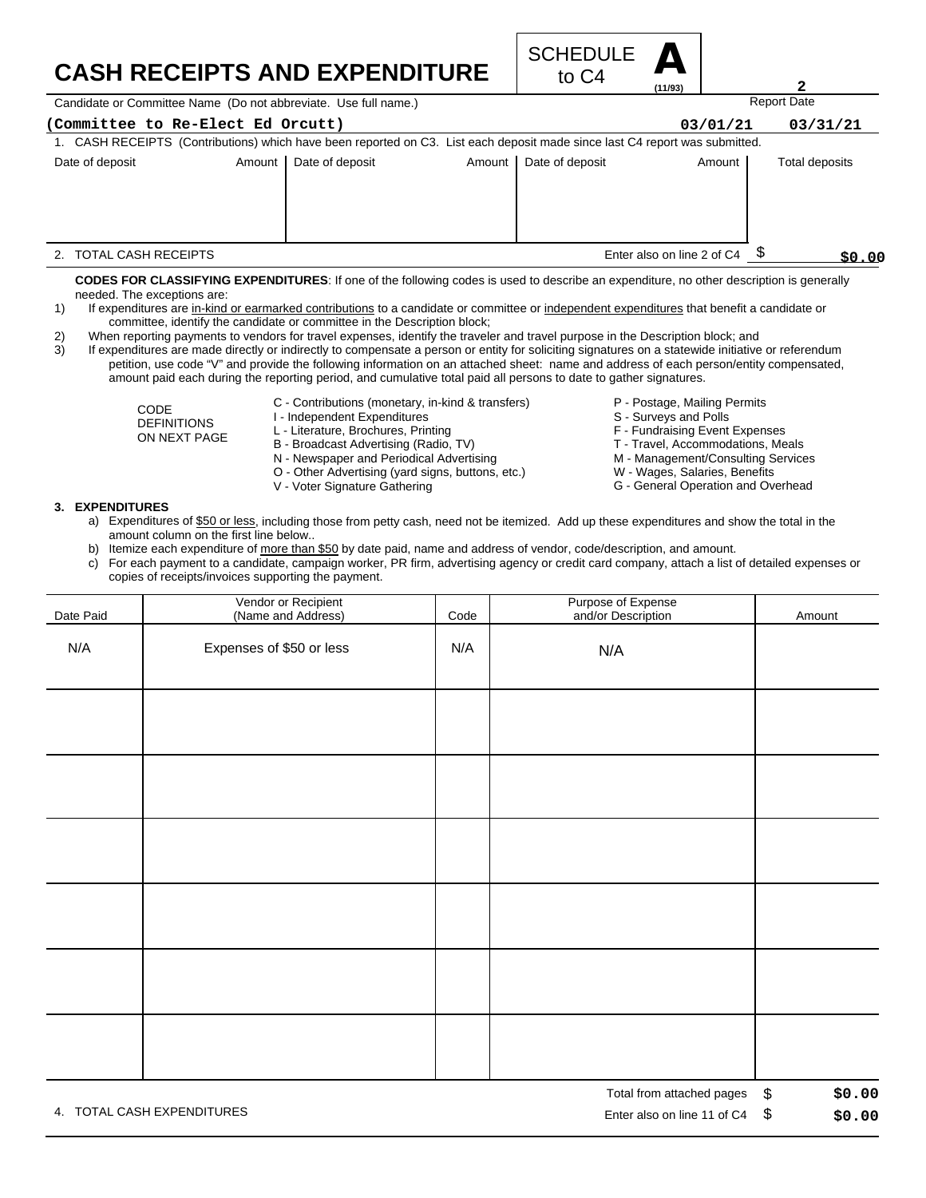# CASH RECEIPTS AND EXPENDITURE

SCHEDULE **A** to C4 (11/93)

Candidate or Committee Name (Do not abbreviate. Use full name.)

**(Committee to Re-Elect Ed Orcutt)**

Report Date

**03/01/21** **03/31/21**

1. CASH RECEIPTS (Contributions) which have been reported on C3. List each deposit made since last C4 report was submitted.

| Date of deposit | Amount | Date of deposit | Amount | Date of deposit | Amount | Total deposits |
|---|---|---|---|---|---|---|
| | | | | | | |

2. TOTAL CASH RECEIPTS — Enter also on line 2 of C4 $ **$0.00**

**CODES FOR CLASSIFYING EXPENDITURES**: If one of the following codes is used to describe an expenditure, no other description is generally needed. The exceptions are:

1) If expenditures are in-kind or earmarked contributions to a candidate or committee or independent expenditures that benefit a candidate or committee, identify the candidate or committee in the Description block;
2) When reporting payments to vendors for travel expenses, identify the traveler and travel purpose in the Description block; and
3) If expenditures are made directly or indirectly to compensate a person or entity for soliciting signatures on a statewide initiative or referendum petition, use code "V" and provide the following information on an attached sheet: name and address of each person/entity compensated, amount paid each during the reporting period, and cumulative total paid all persons to date to gather signatures.

CODE DEFINITIONS ON NEXT PAGE

- C - Contributions (monetary, in-kind & transfers)
- I - Independent Expenditures
- L - Literature, Brochures, Printing
- B - Broadcast Advertising (Radio, TV)
- N - Newspaper and Periodical Advertising
- O - Other Advertising (yard signs, buttons, etc.)
- V - Voter Signature Gathering
- P - Postage, Mailing Permits
- S - Surveys and Polls
- F - Fundraising Event Expenses
- T - Travel, Accommodations, Meals
- M - Management/Consulting Services
- W - Wages, Salaries, Benefits
- G - General Operation and Overhead

**3. EXPENDITURES**

a) Expenditures of $50 or less, including those from petty cash, need not be itemized. Add up these expenditures and show the total in the amount column on the first line below..
b) Itemize each expenditure of more than $50 by date paid, name and address of vendor, code/description, and amount.
c) For each payment to a candidate, campaign worker, PR firm, advertising agency or credit card company, attach a list of detailed expenses or copies of receipts/invoices supporting the payment.

| Date Paid | Vendor or Recipient (Name and Address) | Code | Purpose of Expense and/or Description | Amount |
|---|---|---|---|---|
| N/A | Expenses of $50 or less | N/A | N/A | |
| | | | | |
| | | | | |
| | | | | |
| | | | | |
| | | | | |
| | | | | |

Total from attached pages $ **$0.00**

4. TOTAL CASH EXPENDITURES — Enter also on line 11 of C4 $ **$0.00**